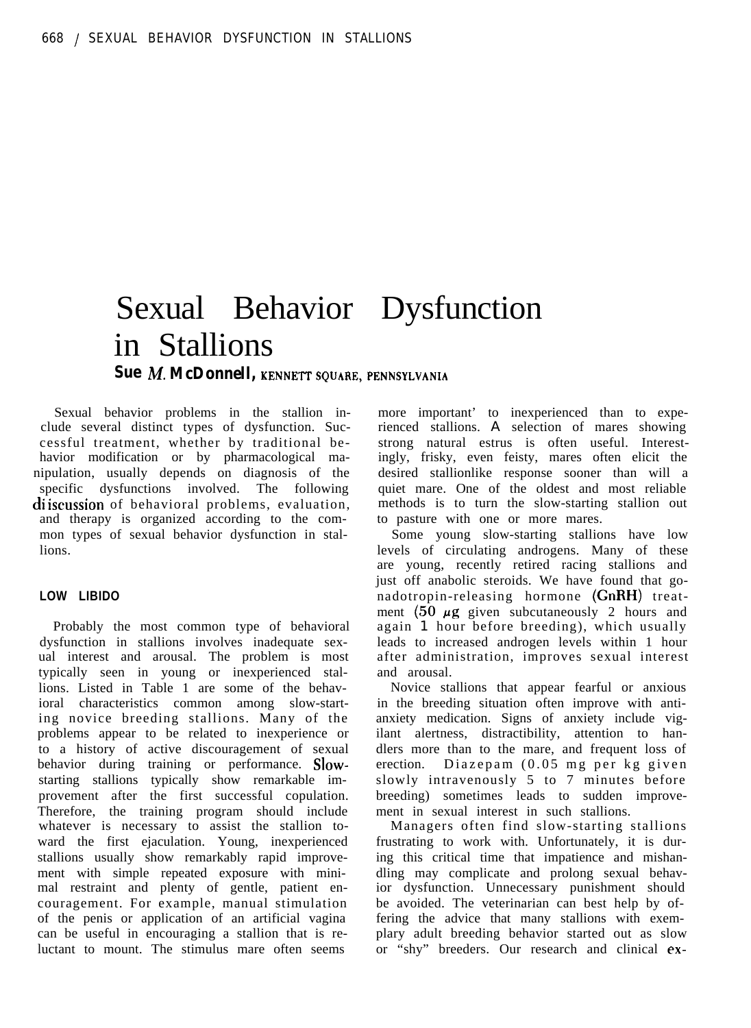# Sexual Behavior Dysfunction in Stallions

**Sue M. McDonnell,** KENNETT SQUARE, PENNSYLVANIA

Sexual behavior problems in the stallion include several distinct types of dysfunction. Successful treatment, whether by traditional behavior modification or by pharmacological manipulation, usually depends on diagnosis of the specific dysfunctions involved. The following discussion of behavioral problems, evaluation, and therapy is organized according to the common types of sexual behavior dysfunction in stallions.

## LOW LIBIDO

Probably the most common type of behavioral dysfunction in stallions involves inadequate sexual interest and arousal. The problem is most typically seen in young or inexperienced stallions. Listed in Table 1 are some of the behavioral characteristics common among slow-starting novice breeding stallions. Many of the problems appear to be related to inexperience or to a history of active discouragement of sexual behavior during training or performance. Slow-starting stallions typically show remarkable improvement after the first successful copulation. Therefore, the training program should include whatever is necessary to assist the stallion toward the first ejaculation. Young, inexperienced stallions usually show remarkably rapid improvement with simple repeated exposure with minimal restraint and plenty of gentle, patient encouragement. For example, manual stimulation of the penis or application of an artificial vagina can be useful in encouraging a stallion that is reluctant to mount. The stimulus mare often seems more important' to inexperienced than to experienced stallions. A selection of mares showing strong natural estrus is often useful. Interestingly, frisky, even feisty, mares often elicit the desired stallionlike response sooner than will a quiet mare. One of the oldest and most reliable methods is to turn the slow-starting stallion out to pasture with one or more mares.

Some young slow-starting stallions have low levels of circulating androgens. Many of these are young, recently retired racing stallions and just off anabolic steroids. We have found that gonadotropin-releasing hormone (GnRH) treatment (50 μg given subcutaneously 2 hours and again 1 hour before breeding), which usually leads to increased androgen levels within 1 hour after administration, improves sexual interest and arousal.

Novice stallions that appear fearful or anxious in the breeding situation often improve with antianxiety medication. Signs of anxiety include vigilant alertness, distractibility, attention to handlers more than to the mare, and frequent loss of erection. Diazepam (0.05 mg per kg given slowly intravenously 5 to 7 minutes before breeding) sometimes leads to sudden improvement in sexual interest in such stallions.

Managers often find slow-starting stallions frustrating to work with. Unfortunately, it is during this critical time that impatience and mishandling may complicate and prolong sexual behavior dysfunction. Unnecessary punishment should be avoided. The veterinarian can best help by offering the advice that many stallions with exemplary adult breeding behavior started out as slow or "shy" breeders. Our research and clinical ex-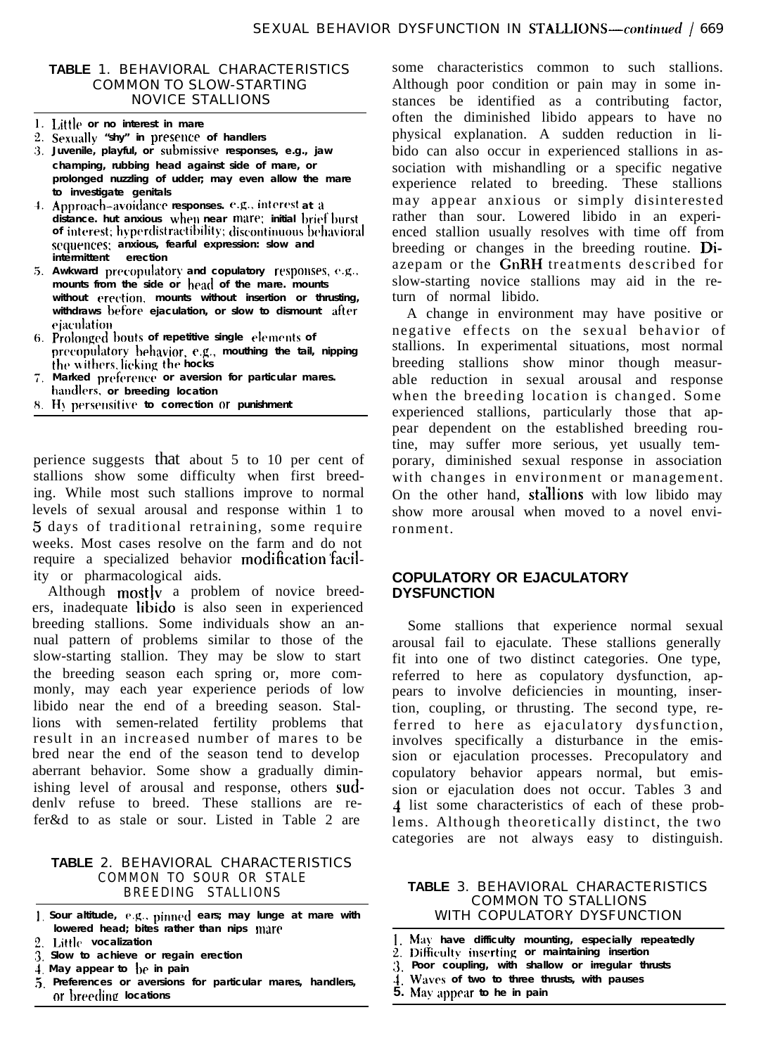**TABLE** 1. BEHAVIORAL CHARACTERISTICS COMMON TO SLOW-STARTING NOVICE STALLIONS

1. Little or no interest in mare
2. Sexually "shy" in presence of handlers
3. Juvenile, playful, or submissive responses, e.g., jaw champing, rubbing head against side of mare, or prolonged nuzzling of udder; may even allow the mare to investigate genitals
4. Approach–avoidance responses. e.g., interest at a distance. hut anxious when near mare; initial brief burst of interest; hyperdistractibility; discontinuous behavioral sequences; anxious, fearful expression: slow and intermittent erection
5. Awkward precopulatory and copulatory responses, e.g., mounts from the side or head of the mare. mounts without erection, mounts without insertion or thrusting, withdraws before ejaculation, or slow to dismount after ejaculation
6. Prolonged bouts of repetitive single elements of precopulatory behavior, e.g., mouthing the tail, nipping the withers, licking the hocks
7. Marked preference or aversion for particular mares. handlers, or breeding location
8. Hypersensitive to correction or punishment

perience suggests that about 5 to 10 per cent of stallions show some difficulty when first breeding. While most such stallions improve to normal levels of sexual arousal and response within 1 to 5 days of traditional retraining, some require weeks. Most cases resolve on the farm and do not require a specialized behavior modification facility or pharmacological aids.

Although mostly a problem of novice breeders, inadequate libido is also seen in experienced breeding stallions. Some individuals show an annual pattern of problems similar to those of the slow-starting stallion. They may be slow to start the breeding season each spring or, more commonly, may each year experience periods of low libido near the end of a breeding season. Stallions with semen-related fertility problems that result in an increased number of mares to be bred near the end of the season tend to develop aberrant behavior. Some show a gradually diminishing level of arousal and response, others suddenly refuse to breed. These stallions are refer&d to as stale or sour. Listed in Table 2 are

**TABLE** 2. BEHAVIORAL CHARACTERISTICS COMMON TO SOUR OR STALE BREEDING STALLIONS

1. Sour altitude, e.g., pinned ears; may lunge at mare with lowered head; bites rather than nips mare
2. Little vocalization
3. Slow to achieve or regain erection
4. May appear to be in pain
5. Preferences or aversions for particular mares, handlers, or breeding locations

some characteristics common to such stallions. Although poor condition or pain may in some instances be identified as a contributing factor, often the diminished libido appears to have no physical explanation. A sudden reduction in libido can also occur in experienced stallions in association with mishandling or a specific negative experience related to breeding. These stallions may appear anxious or simply disinterested rather than sour. Lowered libido in an experienced stallion usually resolves with time off from breeding or changes in the breeding routine. Diazepam or the GnRH treatments described for slow-starting novice stallions may aid in the return of normal libido.

A change in environment may have positive or negative effects on the sexual behavior of stallions. In experimental situations, most normal breeding stallions show minor though measurable reduction in sexual arousal and response when the breeding location is changed. Some experienced stallions, particularly those that appear dependent on the established breeding routine, may suffer more serious, yet usually temporary, diminished sexual response in association with changes in environment or management. On the other hand, stallions with low libido may show more arousal when moved to a novel environment.

## COPULATORY OR EJACULATORY DYSFUNCTION

Some stallions that experience normal sexual arousal fail to ejaculate. These stallions generally fit into one of two distinct categories. One type, referred to here as copulatory dysfunction, appears to involve deficiencies in mounting, insertion, coupling, or thrusting. The second type, referred to here as ejaculatory dysfunction, involves specifically a disturbance in the emission or ejaculation processes. Precopulatory and copulatory behavior appears normal, but emission or ejaculation does not occur. Tables 3 and 4 list some characteristics of each of these problems. Although theoretically distinct, the two categories are not always easy to distinguish.

**TABLE** 3. BEHAVIORAL CHARACTERISTICS COMMON TO STALLIONS WITH COPULATORY DYSFUNCTION

1. May have difficulty mounting, especially repeatedly
2. Difficulty inserting or maintaining insertion
3. Poor coupling, with shallow or irregular thrusts
4. Waves of two to three thrusts, with pauses
5. May appear to he in pain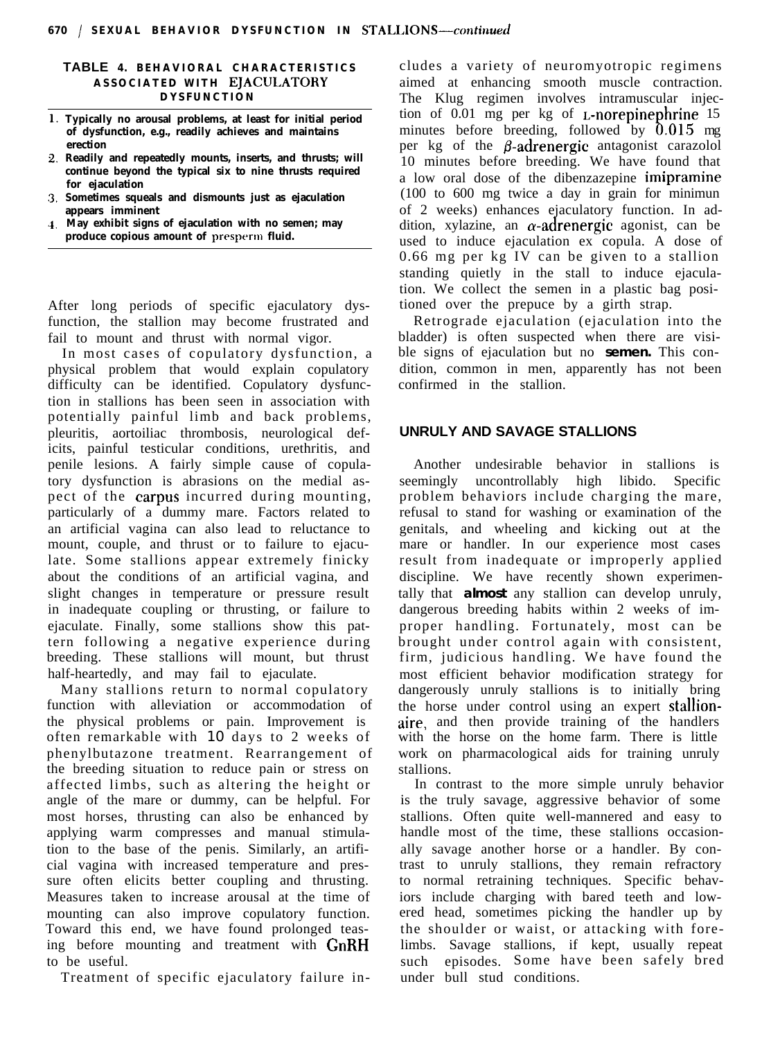**TABLE 4. BEHAVIORAL CHARACTERISTICS ASSOCIATED WITH EJACULATORY DYSFUNCTION**

1. **Typically no arousal problems, at least for initial period of dysfunction, e.g., readily achieves and maintains erection**
2. **Readily and repeatedly mounts, inserts, and thrusts; will continue beyond the typical six to nine thrusts required for ejaculation**
3. **Sometimes squeals and dismounts just as ejaculation appears imminent**
4. **May exhibit signs of ejaculation with no semen; may produce copious amount of presperm fluid.**

After long periods of specific ejaculatory dysfunction, the stallion may become frustrated and fail to mount and thrust with normal vigor.

In most cases of copulatory dysfunction, a physical problem that would explain copulatory difficulty can be identified. Copulatory dysfunction in stallions has been seen in association with potentially painful limb and back problems, pleuritis, aortoiliac thrombosis, neurological deficits, painful testicular conditions, urethritis, and penile lesions. A fairly simple cause of copulatory dysfunction is abrasions on the medial aspect of the carpus incurred during mounting, particularly of a dummy mare. Factors related to an artificial vagina can also lead to reluctance to mount, couple, and thrust or to failure to ejaculate. Some stallions appear extremely finicky about the conditions of an artificial vagina, and slight changes in temperature or pressure result in inadequate coupling or thrusting, or failure to ejaculate. Finally, some stallions show this pattern following a negative experience during breeding. These stallions will mount, but thrust half-heartedly, and may fail to ejaculate.

Many stallions return to normal copulatory function with alleviation or accommodation of the physical problems or pain. Improvement is often remarkable with 10 days to 2 weeks of phenylbutazone treatment. Rearrangement of the breeding situation to reduce pain or stress on affected limbs, such as altering the height or angle of the mare or dummy, can be helpful. For most horses, thrusting can also be enhanced by applying warm compresses and manual stimulation to the base of the penis. Similarly, an artificial vagina with increased temperature and pressure often elicits better coupling and thrusting. Measures taken to increase arousal at the time of mounting can also improve copulatory function. Toward this end, we have found prolonged teasing before mounting and treatment with GnRH to be useful.

Treatment of specific ejaculatory failure includes a variety of neuromyotropic regimens aimed at enhancing smooth muscle contraction. The Klug regimen involves intramuscular injection of 0.01 mg per kg of L-norepinephrine 15 minutes before breeding, followed by 0.015 mg per kg of the $\beta$-adrenergic antagonist carazolol 10 minutes before breeding. We have found that a low oral dose of the dibenzazepine imipramine (100 to 600 mg twice a day in grain for minimun of 2 weeks) enhances ejaculatory function. In addition, xylazine, an $\alpha$-adrenergic agonist, can be used to induce ejaculation ex copula. A dose of 0.66 mg per kg IV can be given to a stallion standing quietly in the stall to induce ejaculation. We collect the semen in a plastic bag positioned over the prepuce by a girth strap.

Retrograde ejaculation (ejaculation into the bladder) is often suspected when there are visible signs of ejaculation but no **semen.** This condition, common in men, apparently has not been confirmed in the stallion.

## UNRULY AND SAVAGE STALLIONS

Another undesirable behavior in stallions is seemingly uncontrollably high libido. Specific problem behaviors include charging the mare, refusal to stand for washing or examination of the genitals, and wheeling and kicking out at the mare or handler. In our experience most cases result from inadequate or improperly applied discipline. We have recently shown experimentally that **almost** any stallion can develop unruly, dangerous breeding habits within 2 weeks of improper handling. Fortunately, most can be brought under control again with consistent, firm, judicious handling. We have found the most efficient behavior modification strategy for dangerously unruly stallions is to initially bring the horse under control using an expert stallionaire, and then provide training of the handlers with the horse on the home farm. There is little work on pharmacological aids for training unruly stallions.

In contrast to the more simple unruly behavior is the truly savage, aggressive behavior of some stallions. Often quite well-mannered and easy to handle most of the time, these stallions occasionally savage another horse or a handler. By contrast to unruly stallions, they remain refractory to normal retraining techniques. Specific behaviors include charging with bared teeth and lowered head, sometimes picking the handler up by the shoulder or waist, or attacking with forelimbs. Savage stallions, if kept, usually repeat such episodes. Some have been safely bred under bull stud conditions.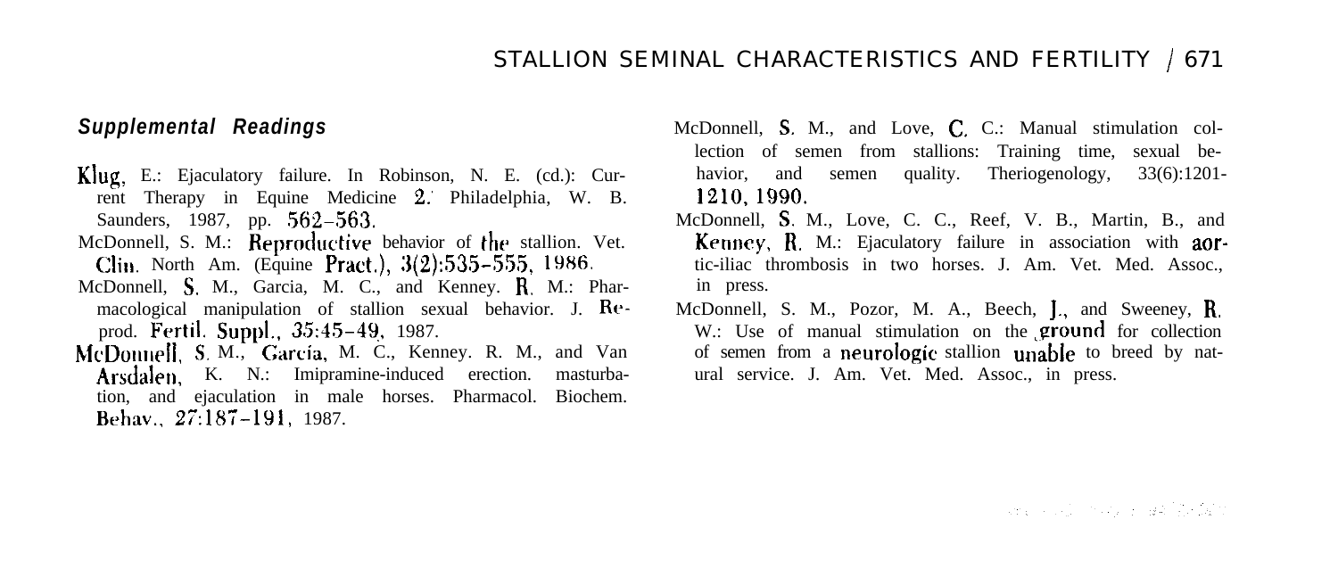## *Supplemental Readings*

Klug, E.: Ejaculatory failure. In Robinson, N. E. (cd.): Current Therapy in Equine Medicine 2. Philadelphia, W. B. Saunders, 1987, pp. 562–563.

McDonnell, S. M.: Reproductive behavior of the stallion. Vet. Clin. North Am. (Equine Pract.), 3(2):535–555, 1986.

McDonnell, S. M., Garcia, M. C., and Kenney. R. M.: Pharmacological manipulation of stallion sexual behavior. J. Reprod. Fertil. Suppl., 35:45–49, 1987.

McDonnell, S. M., Garcia, M. C., Kenney. R. M., and Van Arsdalen, K. N.: Imipramine-induced erection. masturbation, and ejaculation in male horses. Pharmacol. Biochem. Behav., 27:187–191, 1987.

McDonnell, S. M., and Love, C. C.: Manual stimulation collection of semen from stallions: Training time, sexual behavior, and semen quality. Theriogenology, 33(6):1201-1210, 1990.

McDonnell, S. M., Love, C. C., Reef, V. B., Martin, B., and Kenney, R. M.: Ejaculatory failure in association with aortic-iliac thrombosis in two horses. J. Am. Vet. Med. Assoc., in press.

McDonnell, S. M., Pozor, M. A., Beech, J., and Sweeney, R. W.: Use of manual stimulation on the ground for collection of semen from a neurologic stallion unable to breed by natural service. J. Am. Vet. Med. Assoc., in press.